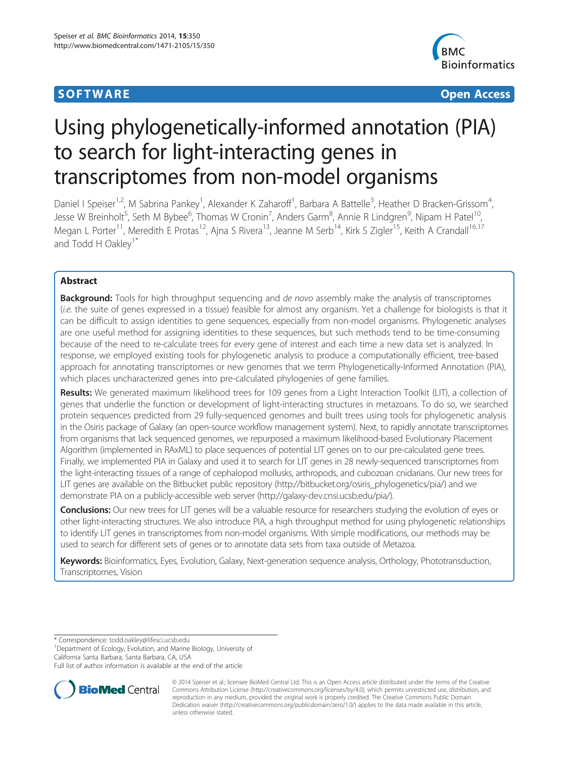**SOFTWARE** **Open Access**

# Using phylogenetically-informed annotation (PIA) to search for light-interacting genes in transcriptomes from non-model organisms

Daniel I Speiser[1,2], M Sabrina Pankey[1], Alexander K Zaharoff[1], Barbara A Battelle[3], Heather D Bracken-Grissom[4], Jesse W Breinholt[5], Seth M Bybee[6], Thomas W Cronin[7], Anders Garm[8], Annie R Lindgren[9], Nipam H Patel[10], Megan L Porter[11], Meredith E Protas[12], Ajna S Rivera[13], Jeanne M Serb[14], Kirk S Zigler[15], Keith A Crandall[16,17] and Todd H Oakley[1*]

## Abstract

**Background:** Tools for high throughput sequencing and *de novo* assembly make the analysis of transcriptomes (*i.e.* the suite of genes expressed in a tissue) feasible for almost any organism. Yet a challenge for biologists is that it can be difficult to assign identities to gene sequences, especially from non-model organisms. Phylogenetic analyses are one useful method for assigning identities to these sequences, but such methods tend to be time-consuming because of the need to re-calculate trees for every gene of interest and each time a new data set is analyzed. In response, we employed existing tools for phylogenetic analysis to produce a computationally efficient, tree-based approach for annotating transcriptomes or new genomes that we term Phylogenetically-Informed Annotation (PIA), which places uncharacterized genes into pre-calculated phylogenies of gene families.

**Results:** We generated maximum likelihood trees for 109 genes from a Light Interaction Toolkit (LIT), a collection of genes that underlie the function or development of light-interacting structures in metazoans. To do so, we searched protein sequences predicted from 29 fully-sequenced genomes and built trees using tools for phylogenetic analysis in the Osiris package of Galaxy (an open-source workflow management system). Next, to rapidly annotate transcriptomes from organisms that lack sequenced genomes, we repurposed a maximum likelihood-based Evolutionary Placement Algorithm (implemented in RAxML) to place sequences of potential LIT genes on to our pre-calculated gene trees. Finally, we implemented PIA in Galaxy and used it to search for LIT genes in 28 newly-sequenced transcriptomes from the light-interacting tissues of a range of cephalopod mollusks, arthropods, and cubozoan cnidarians. Our new trees for LIT genes are available on the Bitbucket public repository (http://bitbucket.org/osiris_phylogenetics/pia/) and we demonstrate PIA on a publicly-accessible web server (http://galaxy-dev.cnsi.ucsb.edu/pia/).

**Conclusions:** Our new trees for LIT genes will be a valuable resource for researchers studying the evolution of eyes or other light-interacting structures. We also introduce PIA, a high throughput method for using phylogenetic relationships to identify LIT genes in transcriptomes from non-model organisms. With simple modifications, our methods may be used to search for different sets of genes or to annotate data sets from taxa outside of Metazoa.

**Keywords:** Bioinformatics, Eyes, Evolution, Galaxy, Next-generation sequence analysis, Orthology, Phototransduction, Transcriptomes, Vision

\* Correspondence: todd.oakley@lifesci.ucsb.edu
[1]Department of Ecology, Evolution, and Marine Biology, University of California Santa Barbara, Santa Barbara, CA, USA
Full list of author information is available at the end of the article

© 2014 Speiser et al.; licensee BioMed Central Ltd. This is an Open Access article distributed under the terms of the Creative Commons Attribution License (http://creativecommons.org/licenses/by/4.0), which permits unrestricted use, distribution, and reproduction in any medium, provided the original work is properly credited. The Creative Commons Public Domain Dedication waiver (http://creativecommons.org/publicdomain/zero/1.0/) applies to the data made available in this article, unless otherwise stated.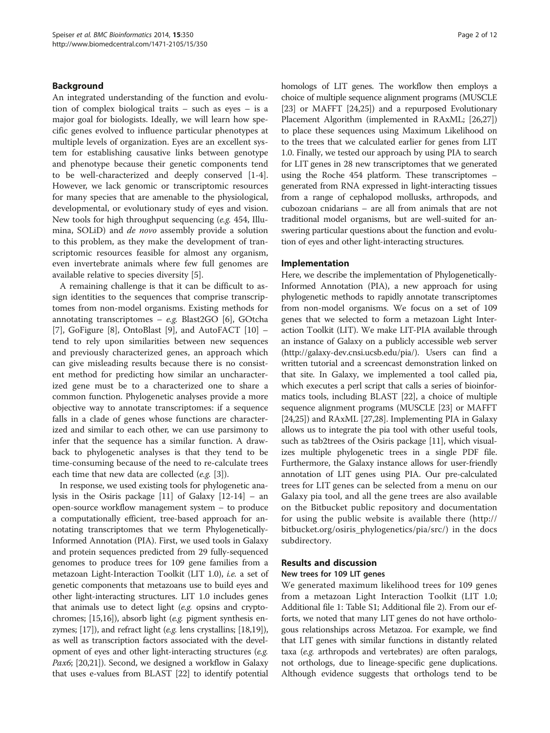## Background

An integrated understanding of the function and evolution of complex biological traits – such as eyes – is a major goal for biologists. Ideally, we will learn how specific genes evolved to influence particular phenotypes at multiple levels of organization. Eyes are an excellent system for establishing causative links between genotype and phenotype because their genetic components tend to be well-characterized and deeply conserved [1-4]. However, we lack genomic or transcriptomic resources for many species that are amenable to the physiological, developmental, or evolutionary study of eyes and vision. New tools for high throughput sequencing (*e.g.* 454, Illumina, SOLiD) and *de novo* assembly provide a solution to this problem, as they make the development of transcriptomic resources feasible for almost any organism, even invertebrate animals where few full genomes are available relative to species diversity [5].

A remaining challenge is that it can be difficult to assign identities to the sequences that comprise transcriptomes from non-model organisms. Existing methods for annotating transcriptomes – *e.g.* Blast2GO [6], GOtcha [7], GoFigure [8], OntoBlast [9], and AutoFACT [10] – tend to rely upon similarities between new sequences and previously characterized genes, an approach which can give misleading results because there is no consistent method for predicting how similar an uncharacterized gene must be to a characterized one to share a common function. Phylogenetic analyses provide a more objective way to annotate transcriptomes: if a sequence falls in a clade of genes whose functions are characterized and similar to each other, we can use parsimony to infer that the sequence has a similar function. A drawback to phylogenetic analyses is that they tend to be time-consuming because of the need to re-calculate trees each time that new data are collected (*e.g.* [3]).

In response, we used existing tools for phylogenetic analysis in the Osiris package [11] of Galaxy [12-14] – an open-source workflow management system – to produce a computationally efficient, tree-based approach for annotating transcriptomes that we term Phylogenetically-Informed Annotation (PIA). First, we used tools in Galaxy and protein sequences predicted from 29 fully-sequenced genomes to produce trees for 109 gene families from a metazoan Light-Interaction Toolkit (LIT 1.0), *i.e.* a set of genetic components that metazoans use to build eyes and other light-interacting structures. LIT 1.0 includes genes that animals use to detect light (*e.g.* opsins and cryptochromes; [15,16]), absorb light (*e.g.* pigment synthesis enzymes; [17]), and refract light (*e.g.* lens crystallins; [18,19]), as well as transcription factors associated with the development of eyes and other light-interacting structures (*e.g.* *Pax6*; [20,21]). Second, we designed a workflow in Galaxy that uses e-values from BLAST [22] to identify potential homologs of LIT genes. The workflow then employs a choice of multiple sequence alignment programs (MUSCLE [23] or MAFFT [24,25]) and a repurposed Evolutionary Placement Algorithm (implemented in RAxML; [26,27]) to place these sequences using Maximum Likelihood on to the trees that we calculated earlier for genes from LIT 1.0. Finally, we tested our approach by using PIA to search for LIT genes in 28 new transcriptomes that we generated using the Roche 454 platform. These transcriptomes – generated from RNA expressed in light-interacting tissues from a range of cephalopod mollusks, arthropods, and cubozoan cnidarians – are all from animals that are not traditional model organisms, but are well-suited for answering particular questions about the function and evolution of eyes and other light-interacting structures.

## Implementation

Here, we describe the implementation of Phylogenetically-Informed Annotation (PIA), a new approach for using phylogenetic methods to rapidly annotate transcriptomes from non-model organisms. We focus on a set of 109 genes that we selected to form a metazoan Light Interaction Toolkit (LIT). We make LIT-PIA available through an instance of Galaxy on a publicly accessible web server (http://galaxy-dev.cnsi.ucsb.edu/pia/). Users can find a written tutorial and a screencast demonstration linked on that site. In Galaxy, we implemented a tool called pia, which executes a perl script that calls a series of bioinformatics tools, including BLAST [22], a choice of multiple sequence alignment programs (MUSCLE [23] or MAFFT [24,25]) and RAxML [27,28]. Implementing PIA in Galaxy allows us to integrate the pia tool with other useful tools, such as tab2trees of the Osiris package [11], which visualizes multiple phylogenetic trees in a single PDF file. Furthermore, the Galaxy instance allows for user-friendly annotation of LIT genes using PIA. Our pre-calculated trees for LIT genes can be selected from a menu on our Galaxy pia tool, and all the gene trees are also available on the Bitbucket public repository and documentation for using the public website is available there (http://bitbucket.org/osiris_phylogenetics/pia/src/) in the docs subdirectory.

## Results and discussion

### New trees for 109 LIT genes

We generated maximum likelihood trees for 109 genes from a metazoan Light Interaction Toolkit (LIT 1.0; Additional file 1: Table S1; Additional file 2). From our efforts, we noted that many LIT genes do not have orthologous relationships across Metazoa. For example, we find that LIT genes with similar functions in distantly related taxa (*e.g.* arthropods and vertebrates) are often paralogs, not orthologs, due to lineage-specific gene duplications. Although evidence suggests that orthologs tend to be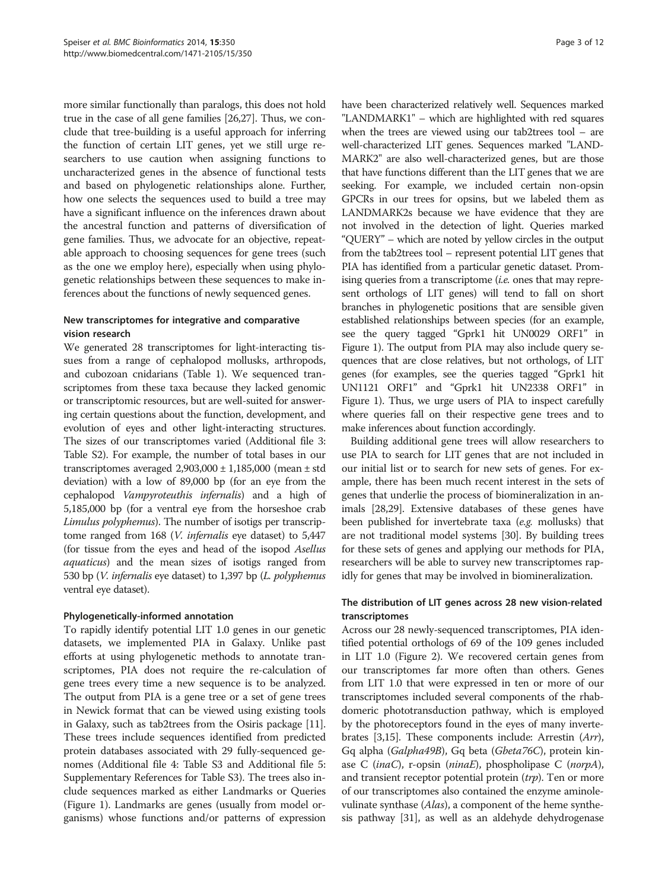more similar functionally than paralogs, this does not hold true in the case of all gene families [26,27]. Thus, we conclude that tree-building is a useful approach for inferring the function of certain LIT genes, yet we still urge researchers to use caution when assigning functions to uncharacterized genes in the absence of functional tests and based on phylogenetic relationships alone. Further, how one selects the sequences used to build a tree may have a significant influence on the inferences drawn about the ancestral function and patterns of diversification of gene families. Thus, we advocate for an objective, repeatable approach to choosing sequences for gene trees (such as the one we employ here), especially when using phylogenetic relationships between these sequences to make inferences about the functions of newly sequenced genes.

### New transcriptomes for integrative and comparative vision research

We generated 28 transcriptomes for light-interacting tissues from a range of cephalopod mollusks, arthropods, and cubozoan cnidarians (Table 1). We sequenced transcriptomes from these taxa because they lacked genomic or transcriptomic resources, but are well-suited for answering certain questions about the function, development, and evolution of eyes and other light-interacting structures. The sizes of our transcriptomes varied (Additional file 3: Table S2). For example, the number of total bases in our transcriptomes averaged 2,903,000 ± 1,185,000 (mean ± std deviation) with a low of 89,000 bp (for an eye from the cephalopod *Vampyroteuthis infernalis*) and a high of 5,185,000 bp (for a ventral eye from the horseshoe crab *Limulus polyphemus*). The number of isotigs per transcriptome ranged from 168 (*V. infernalis* eye dataset) to 5,447 (for tissue from the eyes and head of the isopod *Asellus aquaticus*) and the mean sizes of isotigs ranged from 530 bp (*V. infernalis* eye dataset) to 1,397 bp (*L. polyphemus* ventral eye dataset).

### Phylogenetically-informed annotation

To rapidly identify potential LIT 1.0 genes in our genetic datasets, we implemented PIA in Galaxy. Unlike past efforts at using phylogenetic methods to annotate transcriptomes, PIA does not require the re-calculation of gene trees every time a new sequence is to be analyzed. The output from PIA is a gene tree or a set of gene trees in Newick format that can be viewed using existing tools in Galaxy, such as tab2trees from the Osiris package [11]. These trees include sequences identified from predicted protein databases associated with 29 fully-sequenced genomes (Additional file 4: Table S3 and Additional file 5: Supplementary References for Table S3). The trees also include sequences marked as either Landmarks or Queries (Figure 1). Landmarks are genes (usually from model organisms) whose functions and/or patterns of expression have been characterized relatively well. Sequences marked "LANDMARK1" – which are highlighted with red squares when the trees are viewed using our tab2trees tool – are well-characterized LIT genes. Sequences marked "LANDMARK2" are also well-characterized genes, but are those that have functions different than the LIT genes that we are seeking. For example, we included certain non-opsin GPCRs in our trees for opsins, but we labeled them as LANDMARK2s because we have evidence that they are not involved in the detection of light. Queries marked "QUERY" – which are noted by yellow circles in the output from the tab2trees tool – represent potential LIT genes that PIA has identified from a particular genetic dataset. Promising queries from a transcriptome (*i.e.* ones that may represent orthologs of LIT genes) will tend to fall on short branches in phylogenetic positions that are sensible given established relationships between species (for an example, see the query tagged "Gprk1 hit UN0029 ORF1" in Figure 1). The output from PIA may also include query sequences that are close relatives, but not orthologs, of LIT genes (for examples, see the queries tagged "Gprk1 hit UN1121 ORF1" and "Gprk1 hit UN2338 ORF1" in Figure 1). Thus, we urge users of PIA to inspect carefully where queries fall on their respective gene trees and to make inferences about function accordingly.

Building additional gene trees will allow researchers to use PIA to search for LIT genes that are not included in our initial list or to search for new sets of genes. For example, there has been much recent interest in the sets of genes that underlie the process of biomineralization in animals [28,29]. Extensive databases of these genes have been published for invertebrate taxa (*e.g.* mollusks) that are not traditional model systems [30]. By building trees for these sets of genes and applying our methods for PIA, researchers will be able to survey new transcriptomes rapidly for genes that may be involved in biomineralization.

### The distribution of LIT genes across 28 new vision-related transcriptomes

Across our 28 newly-sequenced transcriptomes, PIA identified potential orthologs of 69 of the 109 genes included in LIT 1.0 (Figure 2). We recovered certain genes from our transcriptomes far more often than others. Genes from LIT 1.0 that were expressed in ten or more of our transcriptomes included several components of the rhabdomeric phototransduction pathway, which is employed by the photoreceptors found in the eyes of many invertebrates [3,15]. These components include: Arrestin (*Arr*), Gq alpha (*Galpha49B*), Gq beta (*Gbeta76C*), protein kinase C (*inaC*), r-opsin (*ninaE*), phospholipase C (*norpA*), and transient receptor potential protein (*trp*). Ten or more of our transcriptomes also contained the enzyme aminolevulinate synthase (*Alas*), a component of the heme synthesis pathway [31], as well as an aldehyde dehydrogenase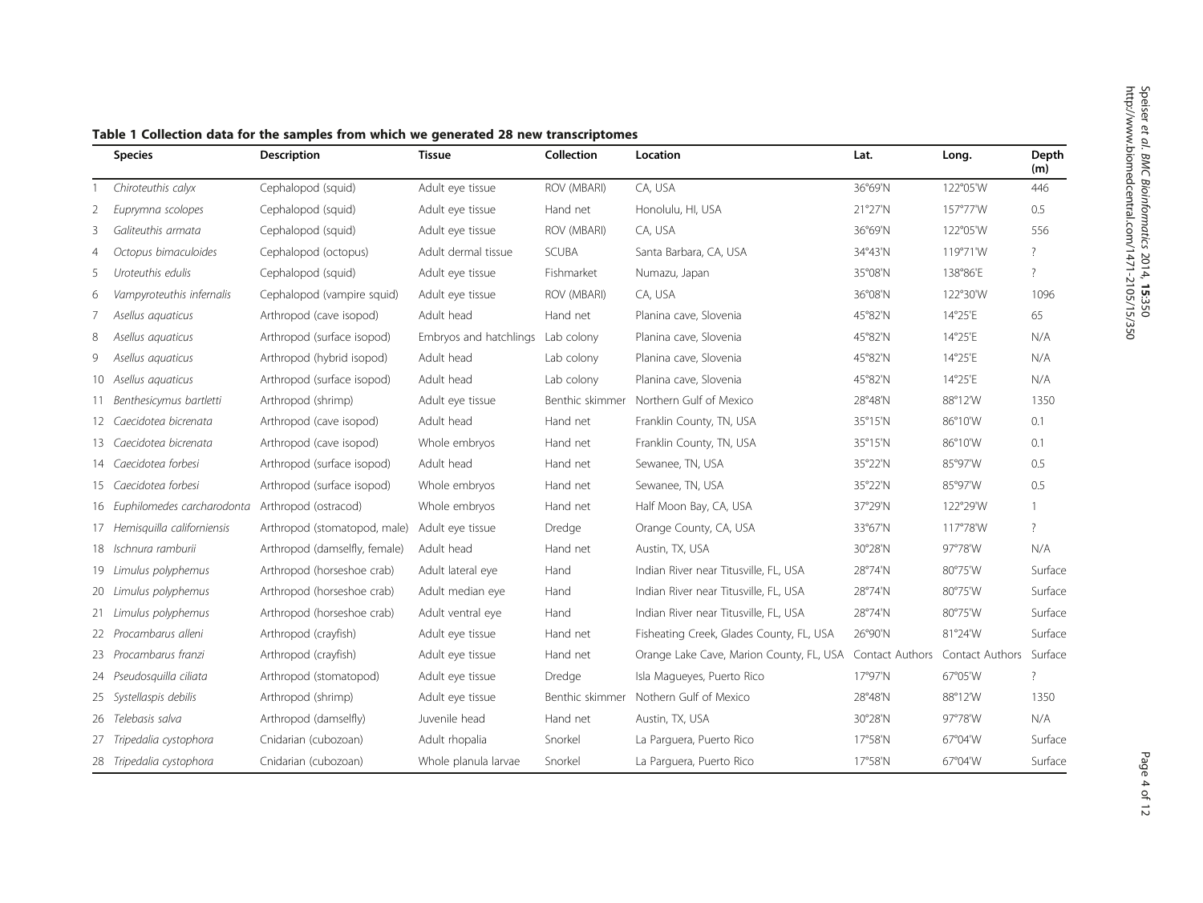**Table 1 Collection data for the samples from which we generated 28 new transcriptomes**

| | Species | Description | Tissue | Collection | Location | Lat. | Long. | Depth (m) |
|---|---|---|---|---|---|---|---|---|
| 1 | *Chiroteuthis calyx* | Cephalopod (squid) | Adult eye tissue | ROV (MBARI) | CA, USA | 36°69'N | 122°05'W | 446 |
| 2 | *Euprymna scolopes* | Cephalopod (squid) | Adult eye tissue | Hand net | Honolulu, HI, USA | 21°27'N | 157°77'W | 0.5 |
| 3 | *Galiteuthis armata* | Cephalopod (squid) | Adult eye tissue | ROV (MBARI) | CA, USA | 36°69'N | 122°05'W | 556 |
| 4 | *Octopus bimaculoides* | Cephalopod (octopus) | Adult dermal tissue | SCUBA | Santa Barbara, CA, USA | 34°43'N | 119°71'W | ? |
| 5 | *Uroteuthis edulis* | Cephalopod (squid) | Adult eye tissue | Fishmarket | Numazu, Japan | 35°08'N | 138°86'E | ? |
| 6 | *Vampyroteuthis infernalis* | Cephalopod (vampire squid) | Adult eye tissue | ROV (MBARI) | CA, USA | 36°08'N | 122°30'W | 1096 |
| 7 | *Asellus aquaticus* | Arthropod (cave isopod) | Adult head | Hand net | Planina cave, Slovenia | 45°82'N | 14°25'E | 65 |
| 8 | *Asellus aquaticus* | Arthropod (surface isopod) | Embryos and hatchlings | Lab colony | Planina cave, Slovenia | 45°82'N | 14°25'E | N/A |
| 9 | *Asellus aquaticus* | Arthropod (hybrid isopod) | Adult head | Lab colony | Planina cave, Slovenia | 45°82'N | 14°25'E | N/A |
| 10 | *Asellus aquaticus* | Arthropod (surface isopod) | Adult head | Lab colony | Planina cave, Slovenia | 45°82'N | 14°25'E | N/A |
| 11 | *Benthesicymus bartletti* | Arthropod (shrimp) | Adult eye tissue | Benthic skimmer | Northern Gulf of Mexico | 28°48'N | 88°12'W | 1350 |
| 12 | *Caecidotea bicrenata* | Arthropod (cave isopod) | Adult head | Hand net | Franklin County, TN, USA | 35°15'N | 86°10'W | 0.1 |
| 13 | *Caecidotea bicrenata* | Arthropod (cave isopod) | Whole embryos | Hand net | Franklin County, TN, USA | 35°15'N | 86°10'W | 0.1 |
| 14 | *Caecidotea forbesi* | Arthropod (surface isopod) | Adult head | Hand net | Sewanee, TN, USA | 35°22'N | 85°97'W | 0.5 |
| 15 | *Caecidotea forbesi* | Arthropod (surface isopod) | Whole embryos | Hand net | Sewanee, TN, USA | 35°22'N | 85°97'W | 0.5 |
| 16 | *Euphilomedes carcharodonta* | Arthropod (ostracod) | Whole embryos | Hand net | Half Moon Bay, CA, USA | 37°29'N | 122°29'W | 1 |
| 17 | *Hemisquilla californiensis* | Arthropod (stomatopod, male) | Adult eye tissue | Dredge | Orange County, CA, USA | 33°67'N | 117°78'W | ? |
| 18 | *Ischnura ramburii* | Arthropod (damselfly, female) | Adult head | Hand net | Austin, TX, USA | 30°28'N | 97°78'W | N/A |
| 19 | *Limulus polyphemus* | Arthropod (horseshoe crab) | Adult lateral eye | Hand | Indian River near Titusville, FL, USA | 28°74'N | 80°75'W | Surface |
| 20 | *Limulus polyphemus* | Arthropod (horseshoe crab) | Adult median eye | Hand | Indian River near Titusville, FL, USA | 28°74'N | 80°75'W | Surface |
| 21 | *Limulus polyphemus* | Arthropod (horseshoe crab) | Adult ventral eye | Hand | Indian River near Titusville, FL, USA | 28°74'N | 80°75'W | Surface |
| 22 | *Procambarus alleni* | Arthropod (crayfish) | Adult eye tissue | Hand net | Fisheating Creek, Glades County, FL, USA | 26°90'N | 81°24'W | Surface |
| 23 | *Procambarus franzi* | Arthropod (crayfish) | Adult eye tissue | Hand net | Orange Lake Cave, Marion County, FL, USA | Contact Authors | Contact Authors | Surface |
| 24 | *Pseudosquilla ciliata* | Arthropod (stomatopod) | Adult eye tissue | Dredge | Isla Magueyes, Puerto Rico | 17°97'N | 67°05'W | ? |
| 25 | *Systellaspis debilis* | Arthropod (shrimp) | Adult eye tissue | Benthic skimmer | Nothern Gulf of Mexico | 28°48'N | 88°12'W | 1350 |
| 26 | *Telebasis salva* | Arthropod (damselfly) | Juvenile head | Hand net | Austin, TX, USA | 30°28'N | 97°78'W | N/A |
| 27 | *Tripedalia cystophora* | Cnidarian (cubozoan) | Adult rhopalia | Snorkel | La Parguera, Puerto Rico | 17°58'N | 67°04'W | Surface |
| 28 | *Tripedalia cystophora* | Cnidarian (cubozoan) | Whole planula larvae | Snorkel | La Parguera, Puerto Rico | 17°58'N | 67°04'W | Surface |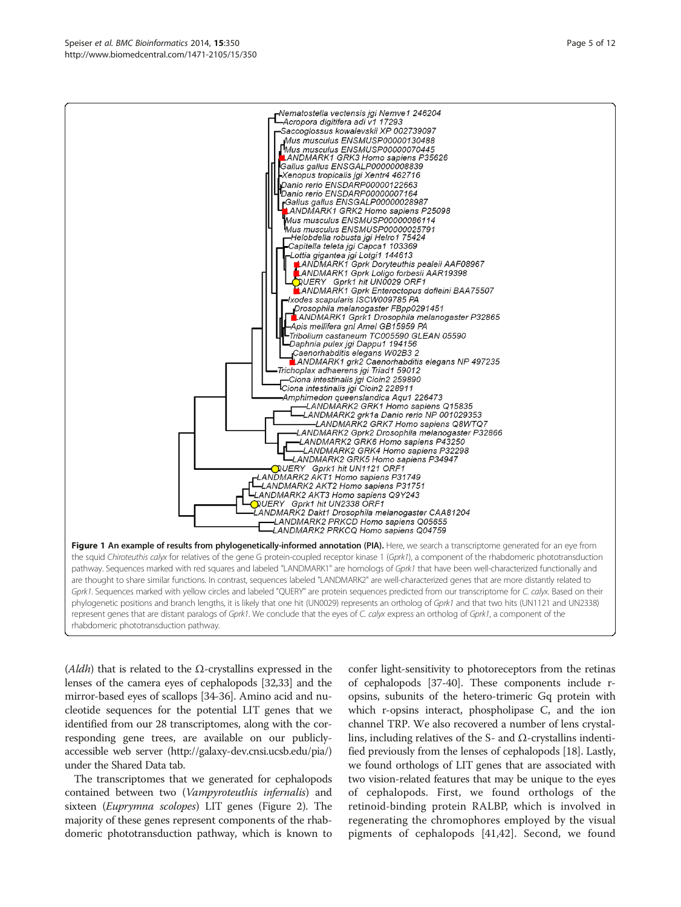Nematostella vectensis jgi Nemve1 246204
Acropora digitifera adi v1 17293
Saccoglossus kowalevskii XP 002739097
Mus musculus ENSMUSP00000130488
Mus musculus ENSMUSP00000070445
LANDMARK1 GRK3 Homo sapiens P35626
Gallus gallus ENSGALP00000008839
Xenopus tropicalis jgi Xentr4 462716
Danio rerio ENSDARP00000122663
Danio rerio ENSDARP00000007164
Gallus gallus ENSGALP00000028987
LANDMARK1 GRK2 Homo sapiens P25098
Mus musculus ENSMUSP00000086114
Mus musculus ENSMUSP00000025791
Helobdella robusta jgi Helro1 75424
Capitella teleta jgi Capca1 103369
Lottia gigantea jgi Lotgi1 144613
LANDMARK1 Gprk Doryteuthis pealeii AAF08967
LANDMARK1 Gprk Loligo forbesii AAR19398
QUERY Gprk1 hit UN0029 ORF1
LANDMARK1 Gprk Enteroctopus dofleini BAA75507
Ixodes scapularis ISCW009785 PA
Drosophila melanogaster FBpp0291451
LANDMARK1 Gprk1 Drosophila melanogaster P32865
Apis mellifera gnl Amel GB15959 PA
Tribolium castaneum TC005590 GLEAN 05590
Daphnia pulex jgi Dappu1 194156
Caenorhabditis elegans W02B3 2
LANDMARK1 grk2 Caenorhabditis elegans NP 497235
Trichoplax adhaerens jgi Triad1 59012
Ciona intestinalis jgi Cioin2 259890
Ciona intestinalis jgi Cioin2 228911
Amphimedon queenslandica Aqu1 226473
LANDMARK2 GRK1 Homo sapiens Q15835
LANDMARK2 grk1a Danio rerio NP 001029353
LANDMARK2 GRK7 Homo sapiens Q8WTQ7
LANDMARK2 Gprk2 Drosophila melanogaster P32866
LANDMARK2 GRK6 Homo sapiens P43250
LANDMARK2 GRK4 Homo sapiens P32298
LANDMARK2 GRK5 Homo sapiens P34947
QUERY Gprk1 hit UN1121 ORF1
LANDMARK2 AKT1 Homo sapiens P31749
LANDMARK2 AKT2 Homo sapiens P31751
LANDMARK2 AKT3 Homo sapiens Q9Y243
QUERY Gprk1 hit UN2338 ORF1
LANDMARK2 Dakt1 Drosophila melanogaster CAA81204
LANDMARK2 PRKCD Homo sapiens Q05655
LANDMARK2 PRKCQ Homo sapiens Q04759

**Figure 1 An example of results from phylogenetically-informed annotation (PIA).** Here, we search a transcriptome generated for an eye from the squid *Chiroteuthis calyx* for relatives of the gene G protein-coupled receptor kinase 1 (*Gprk1*), a component of the rhabdomeric phototransduction pathway. Sequences marked with red squares and labeled "LANDMARK1" are homologs of *Gprk1* that have been well-characterized functionally and are thought to share similar functions. In contrast, sequences labeled "LANDMARK2" are well-characterized genes that are more distantly related to *Gprk1*. Sequences marked with yellow circles and labeled "QUERY" are protein sequences predicted from our transcriptome for *C. calyx*. Based on their phylogenetic positions and branch lengths, it is likely that one hit (UN0029) represents an ortholog of *Gprk1* and that two hits (UN1121 and UN2338) represent genes that are distant paralogs of *Gprk1*. We conclude that the eyes of *C. calyx* express an ortholog of *Gprk1*, a component of the rhabdomeric phototransduction pathway.

(*Aldh*) that is related to the Ω-crystallins expressed in the lenses of the camera eyes of cephalopods [32,33] and the mirror-based eyes of scallops [34-36]. Amino acid and nucleotide sequences for the potential LIT genes that we identified from our 28 transcriptomes, along with the corresponding gene trees, are available on our publicly-accessible web server (http://galaxy-dev.cnsi.ucsb.edu/pia/) under the Shared Data tab.

The transcriptomes that we generated for cephalopods contained between two (*Vampyroteuthis infernalis*) and sixteen (*Euprymna scolopes*) LIT genes (Figure 2). The majority of these genes represent components of the rhabdomeric phototransduction pathway, which is known to confer light-sensitivity to photoreceptors from the retinas of cephalopods [37-40]. These components include r-opsins, subunits of the hetero-trimeric Gq protein with which r-opsins interact, phospholipase C, and the ion channel TRP. We also recovered a number of lens crystallins, including relatives of the S- and Ω-crystallins indentified previously from the lenses of cephalopods [18]. Lastly, we found orthologs of LIT genes that are associated with two vision-related features that may be unique to the eyes of cephalopods. First, we found orthologs of the retinoid-binding protein RALBP, which is involved in regenerating the chromophores employed by the visual pigments of cephalopods [41,42]. Second, we found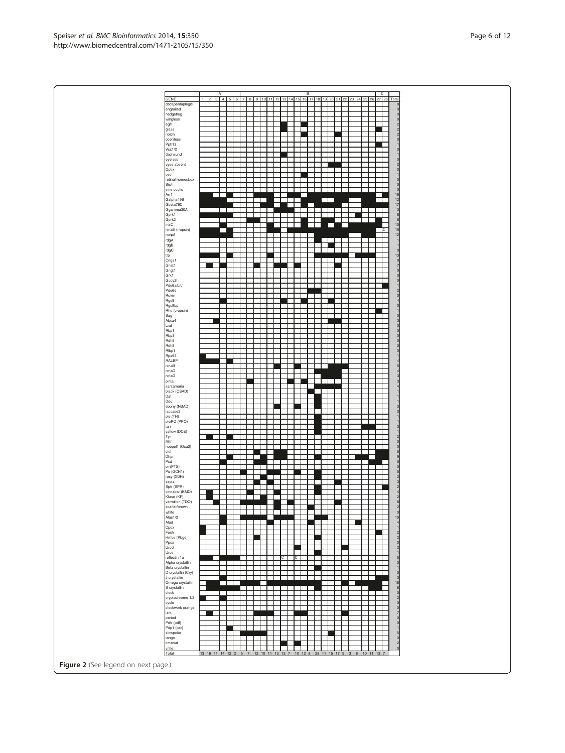A B C

GENE 1 2 3 4 5 6 7 8 9 10 11 12 13 14 15 16 17 18 19 20 21 22 23 24 25 26 27 28 Total

decapentaplegic 0
engrailed 0
hedgehog 0
wingless 0
egfr 2
glass 2
notch 2
ocelliless 0
Pph13 1
Vsx1/2 0
dachsund 1
eyeless 0
eyes absent 2
Optix 0
ovo 1
retinal homeobox 0
Six4 0
sine oculis 0
Arr1 19
Galpha49B 12
Gbeta76C 17
Ggamma30A 3
Gprk1 6
Gprk2 6
inaC 10
ninaE (r-opsin) C 19
norpA 12
rdgA 1
rdgB 1
rdgC 0
trp 13
Cnga1 0
Gnat1 7
Gngt1 0
Grk1 0
Gucy2f 0
Pde6a/b/c 1
Pde6d 2
Rcvrn 0
Rgs9 4
Rgs9bp 0
Rho (c-opsin) 1
Sag 0
Abca4 3
Lrat 0
Rbp1 0
Rbp3 0
Rdh5 0
Rdh8 0
Rlbp1 0
Rpe65 1
RALBP 4
ninaB 5
ninaD 4
ninaG 3
pinta 3
santamaria 4
black (CSAD) 1
Dat 1
Ddc 1
ebony (NBAD) 3
laccase2 0
ple (TH) 1
proPO (PPO) 1
tan 3
yellow (DCE) 1
Tyr 2
Mitf 0
hoepel1 (Oca2) 0
clot 5
Dhpr 9
Pcd 5
pr (PTS) 0
Pu (GCH1) 5
rosy (XDH) 2
sepia 3
Sptr (SPR) 2
cinnabar (KMO) 4
Kfase (KF) 2
vermilion (TDO) 8
scarlet/brown 2
white 0
Alas1/2 10
Alad 4
Cpox 1
Fech 2
Hmbs (Pbgd) 2
Ppox 0
Urod 2
Uros 1
reflectin 1a C C 5
Alpha crystallin 0
Beta crystallin 1
D crystallin (Cry) 0
J crystallin 3
Omega crystallin 18
S crystallin 8
clock 0
cryptochrome 1/2 2
cycle 0
clockwork orange 0
lark 7
period 0
Pdfr (pdf) 0
Pdp1 (par) 1
slowpoke 5
tango 0
timeout 2
vrille 0

Total 13 16 11 14 12 2 5 7 12 10 11 13 12 7 10 12 8 28 11 15 17 9 3 8 10 11 13 7

**Figure 2** (See legend on next page.)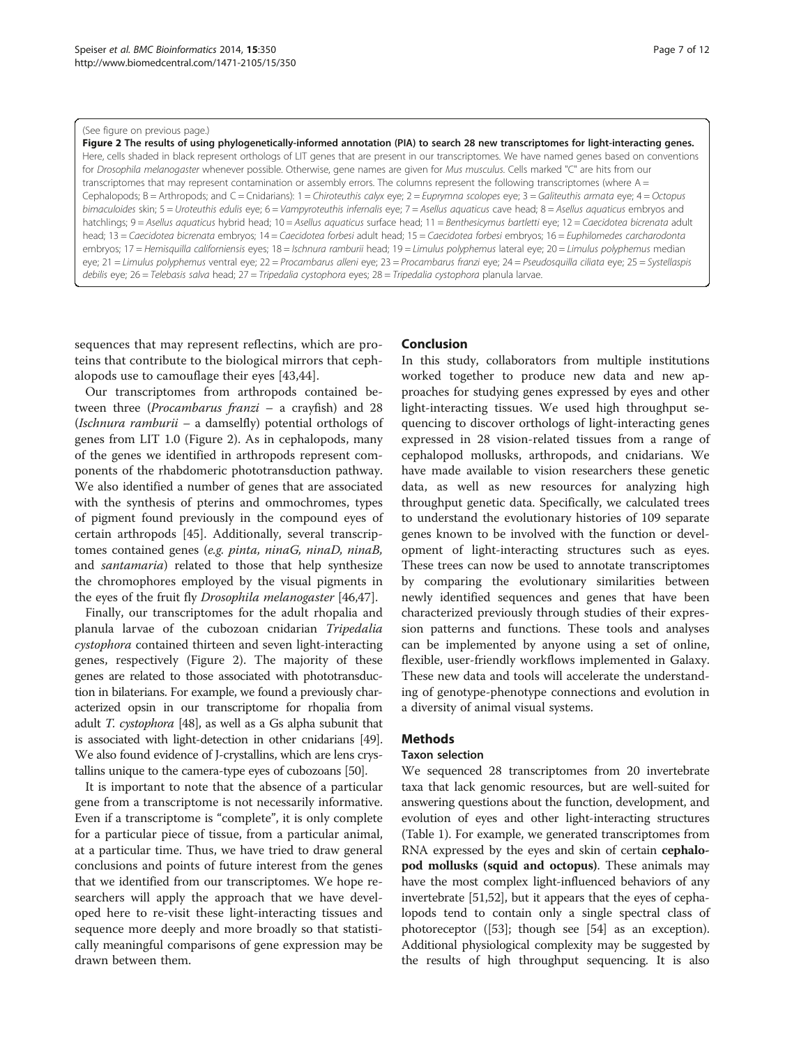(See figure on previous page.)

**Figure 2 The results of using phylogenetically-informed annotation (PIA) to search 28 new transcriptomes for light-interacting genes.** Here, cells shaded in black represent orthologs of LIT genes that are present in our transcriptomes. We have named genes based on conventions for *Drosophila melanogaster* whenever possible. Otherwise, gene names are given for *Mus musculus*. Cells marked "C" are hits from our transcriptomes that may represent contamination or assembly errors. The columns represent the following transcriptomes (where A = Cephalopods; B = Arthropods; and C = Cnidarians): 1 = *Chiroteuthis calyx* eye; 2 = *Euprymna scolopes* eye; 3 = *Galiteuthis armata* eye; 4 = *Octopus bimaculoides* skin; 5 = *Uroteuthis edulis* eye; 6 = *Vampyroteuthis infernalis* eye; 7 = *Asellus aquaticus* cave head; 8 = *Asellus aquaticus* embryos and hatchlings; 9 = *Asellus aquaticus* hybrid head; 10 = *Asellus aquaticus* surface head; 11 = *Benthesicymus bartletti* eye; 12 = *Caecidotea bicrenata* adult head; 13 = *Caecidotea bicrenata* embryos; 14 = *Caecidotea forbesi* adult head; 15 = *Caecidotea forbesi* embryos; 16 = *Euphilomedes carcharodonta* embryos; 17 = *Hemisquilla californiensis* eyes; 18 = *Ischnura ramburii* head; 19 = *Limulus polyphemus* lateral eye; 20 = *Limulus polyphemus* median eye; 21 = *Limulus polyphemus* ventral eye; 22 = *Procambarus alleni* eye; 23 = *Procambarus franzi* eye; 24 = *Pseudosquilla ciliata* eye; 25 = *Systellaspis debilis* eye; 26 = *Telebasis salva* head; 27 = *Tripedalia cystophora* eyes; 28 = *Tripedalia cystophora* planula larvae.

sequences that may represent reflectins, which are proteins that contribute to the biological mirrors that cephalopods use to camouflage their eyes [43,44].

Our transcriptomes from arthropods contained between three (*Procambarus franzi* – a crayfish) and 28 (*Ischnura ramburii* – a damselfly) potential orthologs of genes from LIT 1.0 (Figure 2). As in cephalopods, many of the genes we identified in arthropods represent components of the rhabdomeric phototransduction pathway. We also identified a number of genes that are associated with the synthesis of pterins and ommochromes, types of pigment found previously in the compound eyes of certain arthropods [45]. Additionally, several transcriptomes contained genes (*e.g. pinta, ninaG, ninaD, ninaB,* and *santamaria*) related to those that help synthesize the chromophores employed by the visual pigments in the eyes of the fruit fly *Drosophila melanogaster* [46,47].

Finally, our transcriptomes for the adult rhopalia and planula larvae of the cubozoan cnidarian *Tripedalia cystophora* contained thirteen and seven light-interacting genes, respectively (Figure 2). The majority of these genes are related to those associated with phototransduction in bilaterians. For example, we found a previously characterized opsin in our transcriptome for rhopalia from adult *T. cystophora* [48], as well as a Gs alpha subunit that is associated with light-detection in other cnidarians [49]. We also found evidence of J-crystallins, which are lens crystallins unique to the camera-type eyes of cubozoans [50].

It is important to note that the absence of a particular gene from a transcriptome is not necessarily informative. Even if a transcriptome is "complete", it is only complete for a particular piece of tissue, from a particular animal, at a particular time. Thus, we have tried to draw general conclusions and points of future interest from the genes that we identified from our transcriptomes. We hope researchers will apply the approach that we have developed here to re-visit these light-interacting tissues and sequence more deeply and more broadly so that statistically meaningful comparisons of gene expression may be drawn between them.

## Conclusion

In this study, collaborators from multiple institutions worked together to produce new data and new approaches for studying genes expressed by eyes and other light-interacting tissues. We used high throughput sequencing to discover orthologs of light-interacting genes expressed in 28 vision-related tissues from a range of cephalopod mollusks, arthropods, and cnidarians. We have made available to vision researchers these genetic data, as well as new resources for analyzing high throughput genetic data. Specifically, we calculated trees to understand the evolutionary histories of 109 separate genes known to be involved with the function or development of light-interacting structures such as eyes. These trees can now be used to annotate transcriptomes by comparing the evolutionary similarities between newly identified sequences and genes that have been characterized previously through studies of their expression patterns and functions. These tools and analyses can be implemented by anyone using a set of online, flexible, user-friendly workflows implemented in Galaxy. These new data and tools will accelerate the understanding of genotype-phenotype connections and evolution in a diversity of animal visual systems.

## Methods

### Taxon selection

We sequenced 28 transcriptomes from 20 invertebrate taxa that lack genomic resources, but are well-suited for answering questions about the function, development, and evolution of eyes and other light-interacting structures (Table 1). For example, we generated transcriptomes from RNA expressed by the eyes and skin of certain **cephalopod mollusks (squid and octopus)**. These animals may have the most complex light-influenced behaviors of any invertebrate [51,52], but it appears that the eyes of cephalopods tend to contain only a single spectral class of photoreceptor ([53]; though see [54] as an exception). Additional physiological complexity may be suggested by the results of high throughput sequencing. It is also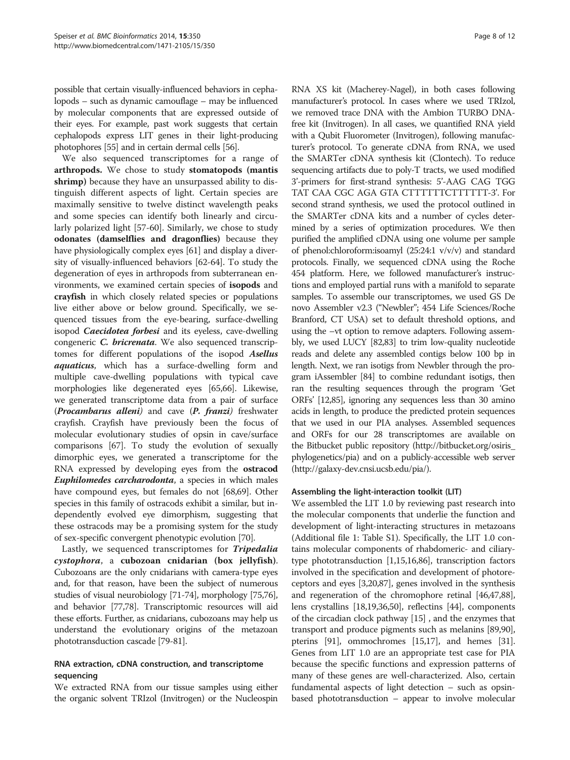possible that certain visually-influenced behaviors in cephalopods – such as dynamic camouflage – may be influenced by molecular components that are expressed outside of their eyes. For example, past work suggests that certain cephalopods express LIT genes in their light-producing photophores [55] and in certain dermal cells [56].

We also sequenced transcriptomes for a range of **arthropods.** We chose to study **stomatopods (mantis shrimp)** because they have an unsurpassed ability to distinguish different aspects of light. Certain species are maximally sensitive to twelve distinct wavelength peaks and some species can identify both linearly and circularly polarized light [57-60]. Similarly, we chose to study **odonates (damselflies and dragonflies)** because they have physiologically complex eyes [61] and display a diversity of visually-influenced behaviors [62-64]. To study the degeneration of eyes in arthropods from subterranean environments, we examined certain species of **isopods** and **crayfish** in which closely related species or populations live either above or below ground. Specifically, we sequenced tissues from the eye-bearing, surface-dwelling isopod ***Caecidotea forbesi*** and its eyeless, cave-dwelling congeneric ***C. bricrenata***. We also sequenced transcriptomes for different populations of the isopod ***Asellus aquaticus***, which has a surface-dwelling form and multiple cave-dwelling populations with typical cave morphologies like degenerated eyes [65,66]. Likewise, we generated transcriptome data from a pair of surface (***Procambarus alleni)*** and cave (***P. franzi)*** freshwater crayfish. Crayfish have previously been the focus of molecular evolutionary studies of opsin in cave/surface comparisons [67]. To study the evolution of sexually dimorphic eyes, we generated a transcriptome for the RNA expressed by developing eyes from the **ostracod *Euphilomedes carcharodonta***, a species in which males have compound eyes, but females do not [68,69]. Other species in this family of ostracods exhibit a similar, but independently evolved eye dimorphism, suggesting that these ostracods may be a promising system for the study of sex-specific convergent phenotypic evolution [70].

Lastly, we sequenced transcriptomes for ***Tripedalia cystophora***, a **cubozoan cnidarian (box jellyfish)**. Cubozoans are the only cnidarians with camera-type eyes and, for that reason, have been the subject of numerous studies of visual neurobiology [71-74], morphology [75,76], and behavior [77,78]. Transcriptomic resources will aid these efforts. Further, as cnidarians, cubozoans may help us understand the evolutionary origins of the metazoan phototransduction cascade [79-81].

## RNA extraction, cDNA construction, and transcriptome sequencing

We extracted RNA from our tissue samples using either the organic solvent TRIzol (Invitrogen) or the Nucleospin RNA XS kit (Macherey-Nagel), in both cases following manufacturer's protocol. In cases where we used TRIzol, we removed trace DNA with the Ambion TURBO DNA-free kit (Invitrogen). In all cases, we quantified RNA yield with a Qubit Fluorometer (Invitrogen), following manufacturer's protocol. To generate cDNA from RNA, we used the SMARTer cDNA synthesis kit (Clontech). To reduce sequencing artifacts due to poly-T tracts, we used modified 3'-primers for first-strand synthesis: 5'-AAG CAG TGG TAT CAA CGC AGA GTA CTTTTTTCTTTTTT-3'. For second strand synthesis, we used the protocol outlined in the SMARTer cDNA kits and a number of cycles determined by a series of optimization procedures. We then purified the amplified cDNA using one volume per sample of phenol:chloroform:isoamyl (25:24:1 v/v/v) and standard protocols. Finally, we sequenced cDNA using the Roche 454 platform. Here, we followed manufacturer's instructions and employed partial runs with a manifold to separate samples. To assemble our transcriptomes, we used GS De novo Assembler v2.3 ("Newbler"; 454 Life Sciences/Roche Branford, CT USA) set to default threshold options, and using the –vt option to remove adapters. Following assembly, we used LUCY [82,83] to trim low-quality nucleotide reads and delete any assembled contigs below 100 bp in length. Next, we ran isotigs from Newbler through the program iAssembler [84] to combine redundant isotigs, then ran the resulting sequences through the program 'Get ORFs' [12,85], ignoring any sequences less than 30 amino acids in length, to produce the predicted protein sequences that we used in our PIA analyses. Assembled sequences and ORFs for our 28 transcriptomes are available on the Bitbucket public repository (http://bitbucket.org/osiris_phylogenetics/pia) and on a publicly-accessible web server (http://galaxy-dev.cnsi.ucsb.edu/pia/).

## Assembling the light-interaction toolkit (LIT)

We assembled the LIT 1.0 by reviewing past research into the molecular components that underlie the function and development of light-interacting structures in metazoans (Additional file 1: Table S1). Specifically, the LIT 1.0 contains molecular components of rhabdomeric- and ciliary-type phototransduction [1,15,16,86], transcription factors involved in the specification and development of photoreceptors and eyes [3,20,87], genes involved in the synthesis and regeneration of the chromophore retinal [46,47,88], lens crystallins [18,19,36,50], reflectins [44], components of the circadian clock pathway [15] , and the enzymes that transport and produce pigments such as melanins [89,90], pterins [91], ommochromes [15,17], and hemes [31]. Genes from LIT 1.0 are an appropriate test case for PIA because the specific functions and expression patterns of many of these genes are well-characterized. Also, certain fundamental aspects of light detection – such as opsin-based phototransduction – appear to involve molecular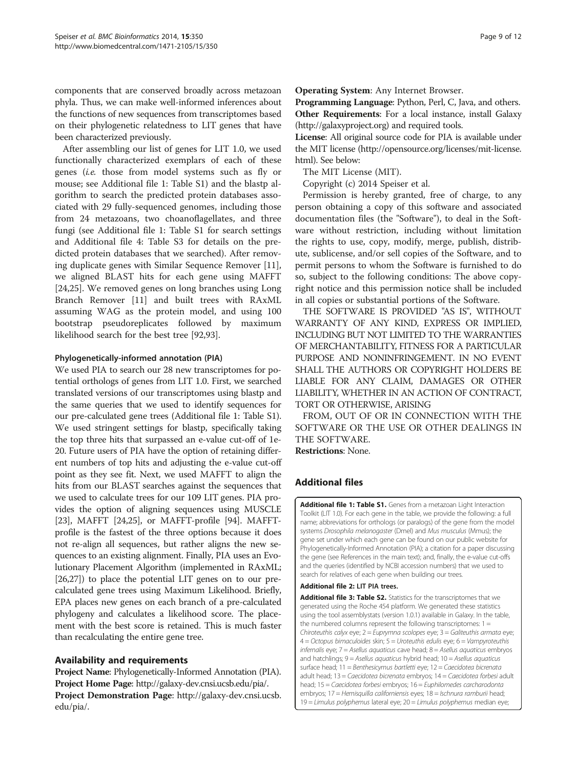components that are conserved broadly across metazoan phyla. Thus, we can make well-informed inferences about the functions of new sequences from transcriptomes based on their phylogenetic relatedness to LIT genes that have been characterized previously.

After assembling our list of genes for LIT 1.0, we used functionally characterized exemplars of each of these genes (*i.e.* those from model systems such as fly or mouse; see Additional file 1: Table S1) and the blastp algorithm to search the predicted protein databases associated with 29 fully-sequenced genomes, including those from 24 metazoans, two choanoflagellates, and three fungi (see Additional file 1: Table S1 for search settings and Additional file 4: Table S3 for details on the predicted protein databases that we searched). After removing duplicate genes with Similar Sequence Remover [11], we aligned BLAST hits for each gene using MAFFT [24,25]. We removed genes on long branches using Long Branch Remover [11] and built trees with RAxML assuming WAG as the protein model, and using 100 bootstrap pseudoreplicates followed by maximum likelihood search for the best tree [92,93].

#### Phylogenetically-informed annotation (PIA)

We used PIA to search our 28 new transcriptomes for potential orthologs of genes from LIT 1.0. First, we searched translated versions of our transcriptomes using blastp and the same queries that we used to identify sequences for our pre-calculated gene trees (Additional file 1: Table S1). We used stringent settings for blastp, specifically taking the top three hits that surpassed an e-value cut-off of 1e-20. Future users of PIA have the option of retaining different numbers of top hits and adjusting the e-value cut-off point as they see fit. Next, we used MAFFT to align the hits from our BLAST searches against the sequences that we used to calculate trees for our 109 LIT genes. PIA provides the option of aligning sequences using MUSCLE [23], MAFFT [24,25], or MAFFT-profile [94]. MAFFT-profile is the fastest of the three options because it does not re-align all sequences, but rather aligns the new sequences to an existing alignment. Finally, PIA uses an Evolutionary Placement Algorithm (implemented in RAxML; [26,27]) to place the potential LIT genes on to our pre-calculated gene trees using Maximum Likelihood. Briefly, EPA places new genes on each branch of a pre-calculated phylogeny and calculates a likelihood score. The placement with the best score is retained. This is much faster than recalculating the entire gene tree.

## Availability and requirements

**Project Name**: Phylogenetically-Informed Annotation (PIA).
**Project Home Page**: http://galaxy-dev.cnsi.ucsb.edu/pia/.
**Project Demonstration Page**: http://galaxy-dev.cnsi.ucsb.edu/pia/.
**Operating System**: Any Internet Browser.
**Programming Language**: Python, Perl, C, Java, and others.
**Other Requirements**: For a local instance, install Galaxy (http://galaxyproject.org) and required tools.
**License**: All original source code for PIA is available under the MIT license (http://opensource.org/licenses/mit-license.html). See below:

The MIT License (MIT).

Copyright (c) 2014 Speiser et al.

Permission is hereby granted, free of charge, to any person obtaining a copy of this software and associated documentation files (the "Software"), to deal in the Software without restriction, including without limitation the rights to use, copy, modify, merge, publish, distribute, sublicense, and/or sell copies of the Software, and to permit persons to whom the Software is furnished to do so, subject to the following conditions: The above copyright notice and this permission notice shall be included in all copies or substantial portions of the Software.

THE SOFTWARE IS PROVIDED "AS IS", WITHOUT WARRANTY OF ANY KIND, EXPRESS OR IMPLIED, INCLUDING BUT NOT LIMITED TO THE WARRANTIES OF MERCHANTABILITY, FITNESS FOR A PARTICULAR PURPOSE AND NONINFRINGEMENT. IN NO EVENT SHALL THE AUTHORS OR COPYRIGHT HOLDERS BE LIABLE FOR ANY CLAIM, DAMAGES OR OTHER LIABILITY, WHETHER IN AN ACTION OF CONTRACT, TORT OR OTHERWISE, ARISING

FROM, OUT OF OR IN CONNECTION WITH THE SOFTWARE OR THE USE OR OTHER DEALINGS IN THE SOFTWARE.
**Restrictions**: None.

## Additional files

**Additional file 1: Table S1.** Genes from a metazoan Light Interaction Toolkit (LIT 1.0). For each gene in the table, we provide the following: a full name; abbreviations for orthologs (or paralogs) of the gene from the model systems *Drosophila melanogaster* (Dmel) and *Mus musculus* (Mmus); the gene set under which each gene can be found on our public website for Phylogenetically-Informed Annotation (PIA); a citation for a paper discussing the gene (see References in the main text); and, finally, the e-value cut-offs and the queries (identified by NCBI accession numbers) that we used to search for relatives of each gene when building our trees.

**Additional file 2: LIT PIA trees.**

**Additional file 3: Table S2.** Statistics for the transcriptomes that we generated using the Roche 454 platform. We generated these statistics using the tool assemblystats (version 1.0.1) available in Galaxy. In the table, the numbered columns represent the following transcriptomes: 1 = *Chiroteuthis calyx* eye; 2 = *Euprymna scolopes* eye; 3 = *Galiteuthis armata* eye; 4 = *Octopus bimaculoides* skin; 5 = *Uroteuthis edulis* eye; 6 = *Vampyroteuthis infernalis* eye; 7 = *Asellus aquaticus* cave head; 8 = *Asellus aquaticus* embryos and hatchlings; 9 = *Asellus aquaticus* hybrid head; 10 = *Asellus aquaticus* surface head; 11 = *Benthesicymus bartletti* eye; 12 = *Caecidotea bicrenata* adult head; 13 = *Caecidotea bicrenata* embryos; 14 = *Caecidotea forbesi* adult head; 15 = *Caecidotea forbesi* embryos; 16 = *Euphilomedes carcharodonta* embryos; 17 = *Hemisquilla californiensis* eyes; 18 = *Ischnura ramburii* head; 19 = *Limulus polyphemus* lateral eye; 20 = *Limulus polyphemus* median eye;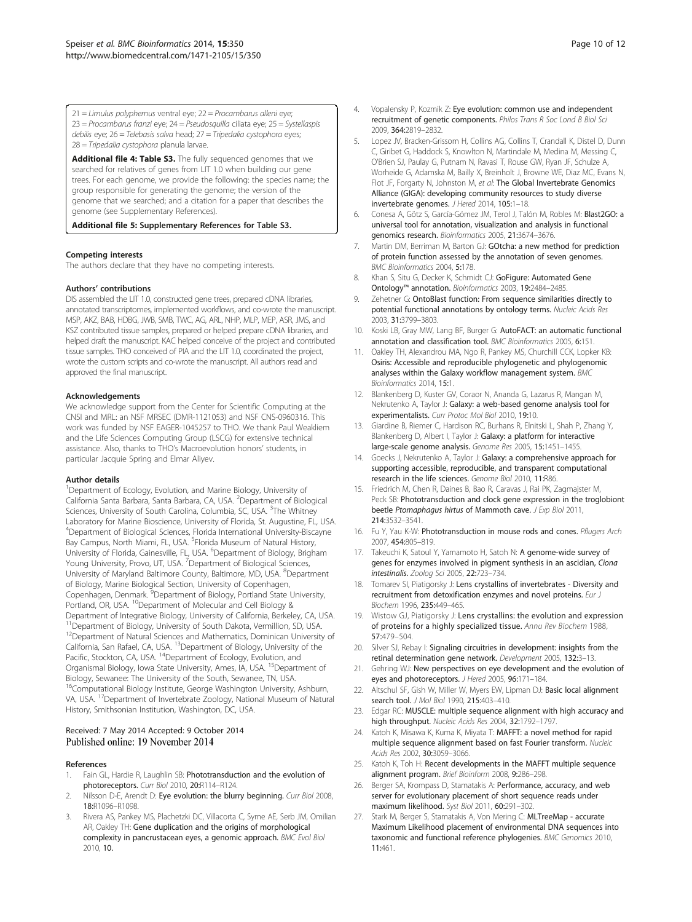21 = *Limulus polyphemus* ventral eye; 22 = *Procambarus alleni* eye; 23 = *Procambarus franzi* eye; 24 = *Pseudosquilla* ciliata eye; 25 = *Systellaspis debilis* eye; 26 = *Telebasis salva* head; 27 = *Tripedalia cystophora* eyes; 28 = *Tripedalia cystophora* planula larvae.

**Additional file 4: Table S3.** The fully sequenced genomes that we searched for relatives of genes from LIT 1.0 when building our gene trees. For each genome, we provide the following: the species name; the group responsible for generating the genome; the version of the genome that we searched; and a citation for a paper that describes the genome (see Supplementary References).

**Additional file 5: Supplementary References for Table S3.**

#### Competing interests
The authors declare that they have no competing interests.

#### Authors' contributions
DIS assembled the LIT 1.0, constructed gene trees, prepared cDNA libraries, annotated transcriptomes, implemented workflows, and co-wrote the manuscript. MSP, AKZ, BAB, HDBG, JWB, SMB, TWC, AG, ARL, NHP, MLP, MEP, ASR, JMS, and KSZ contributed tissue samples, prepared or helped prepare cDNA libraries, and helped draft the manuscript. KAC helped conceive of the project and contributed tissue samples. THO conceived of PIA and the LIT 1.0, coordinated the project, wrote the custom scripts and co-wrote the manuscript. All authors read and approved the final manuscript.

#### Acknowledgements
We acknowledge support from the Center for Scientific Computing at the CNSI and MRL: an NSF MRSEC (DMR-1121053) and NSF CNS-0960316. This work was funded by NSF EAGER-1045257 to THO. We thank Paul Weakliem and the Life Sciences Computing Group (LSCG) for extensive technical assistance. Also, thanks to THO's Macroevolution honors' students, in particular Jacquie Spring and Elmar Aliyev.

#### Author details
[1]Department of Ecology, Evolution, and Marine Biology, University of California Santa Barbara, Santa Barbara, CA, USA. [2]Department of Biological Sciences, University of South Carolina, Columbia, SC, USA. [3]The Whitney Laboratory for Marine Bioscience, University of Florida, St. Augustine, FL, USA. [4]Department of Biological Sciences, Florida International University-Biscayne Bay Campus, North Miami, FL, USA. [5]Florida Museum of Natural History, University of Florida, Gainesville, FL, USA. [6]Department of Biology, Brigham Young University, Provo, UT, USA. [7]Department of Biological Sciences, University of Maryland Baltimore County, Baltimore, MD, USA. [8]Department of Biology, Marine Biological Section, University of Copenhagen, Copenhagen, Denmark. [9]Department of Biology, Portland State University, Portland, OR, USA. [10]Department of Molecular and Cell Biology & Department of Integrative Biology, University of California, Berkeley, CA, USA. [11]Department of Biology, University of South Dakota, Vermillion, SD, USA. [12]Department of Natural Sciences and Mathematics, Dominican University of California, San Rafael, CA, USA. [13]Department of Biology, University of the Pacific, Stockton, CA, USA. [14]Department of Ecology, Evolution, and Organismal Biology, Iowa State University, Ames, IA, USA. [15]Department of Biology, Sewanee: The University of the South, Sewanee, TN, USA. [16]Computational Biology Institute, George Washington University, Ashburn, VA, USA. [17]Department of Invertebrate Zoology, National Museum of Natural History, Smithsonian Institution, Washington, DC, USA.

Received: 7 May 2014 Accepted: 9 October 2014
Published online: 19 November 2014

#### References
1. Fain GL, Hardie R, Laughlin SB: **Phototransduction and the evolution of photoreceptors.** *Curr Biol* 2010, **20:**R114–R124.
2. Nilsson D-E, Arendt D: **Eye evolution: the blurry beginning.** *Curr Biol* 2008, **18:**R1096–R1098.
3. Rivera AS, Pankey MS, Plachetzki DC, Villacorta C, Syme AE, Serb JM, Omilian AR, Oakley TH: **Gene duplication and the origins of morphological complexity in pancrustacean eyes, a genomic approach.** *BMC Evol Biol* 2010, **10.**
4. Vopalensky P, Kozmik Z: **Eye evolution: common use and independent recruitment of genetic components.** *Philos Trans R Soc Lond B Biol Sci* 2009, **364:**2819–2832.
5. Lopez JV, Bracken-Grissom H, Collins AG, Collins T, Crandall K, Distel D, Dunn C, Giribet G, Haddock S, Knowlton N, Martindale M, Medina M, Messing C, O'Brien SJ, Paulay G, Putnam N, Ravasi T, Rouse GW, Ryan JF, Schulze A, Worheide G, Adamska M, Bailly X, Breinholt J, Browne WE, Diaz MC, Evans N, Flot JF, Forgarty N, Johnston M, *et al*: **The Global Invertebrate Genomics Alliance (GIGA): developing community resources to study diverse invertebrate genomes.** *J Hered* 2014, **105:**1–18.
6. Conesa A, Götz S, García-Gómez JM, Terol J, Talón M, Robles M: **Blast2GO: a universal tool for annotation, visualization and analysis in functional genomics research.** *Bioinformatics* 2005, **21:**3674–3676.
7. Martin DM, Berriman M, Barton GJ: **GOtcha: a new method for prediction of protein function assessed by the annotation of seven genomes.** *BMC Bioinformatics* 2004, **5:**178.
8. Khan S, Situ G, Decker K, Schmidt CJ: **GoFigure: Automated Gene Ontology™ annotation.** *Bioinformatics* 2003, **19:**2484–2485.
9. Zehetner G: **OntoBlast function: From sequence similarities directly to potential functional annotations by ontology terms.** *Nucleic Acids Res* 2003, **31:**3799–3803.
10. Koski LB, Gray MW, Lang BF, Burger G: **AutoFACT: an automatic functional annotation and classification tool.** *BMC Bioinformatics* 2005, **6:**151.
11. Oakley TH, Alexandrou MA, Ngo R, Pankey MS, Churchill CCK, Lopker KB: **Osiris: Accessible and reproducible phylogenetic and phylogenomic analyses within the Galaxy workflow management system.** *BMC Bioinformatics* 2014, **15:**1.
12. Blankenberg D, Kuster GV, Coraor N, Ananda G, Lazarus R, Mangan M, Nekrutenko A, Taylor J: **Galaxy: a web-based genome analysis tool for experimentalists.** *Curr Protoc Mol Biol* 2010, **19:**10.
13. Giardine B, Riemer C, Hardison RC, Burhans R, Elnitski L, Shah P, Zhang Y, Blankenberg D, Albert I, Taylor J: **Galaxy: a platform for interactive large-scale genome analysis.** *Genome Res* 2005, **15:**1451–1455.
14. Goecks J, Nekrutenko A, Taylor J: **Galaxy: a comprehensive approach for supporting accessible, reproducible, and transparent computational research in the life sciences.** *Genome Biol* 2010, **11:**R86.
15. Friedrich M, Chen R, Daines B, Bao R, Caravas J, Rai PK, Zagmajster M, Peck SB: **Phototransduction and clock gene expression in the troglobiont beetle *Ptomaphagus hirtus* of Mammoth cave.** *J Exp Biol* 2011, **214:**3532–3541.
16. Fu Y, Yau K-W: **Phototransduction in mouse rods and cones.** *Pflugers Arch* 2007, **454:**805–819.
17. Takeuchi K, Satoul Y, Yamamoto H, Satoh N: **A genome-wide survey of genes for enzymes involved in pigment synthesis in an ascidian, *Ciona intestinalis*.** *Zoolog Sci* 2005, **22:**723–734.
18. Tomarev SI, Piatigorsky J: **Lens crystallins of invertebrates - Diversity and recruitment from detoxification enzymes and novel proteins.** *Eur J Biochem* 1996, **235:**449–465.
19. Wistow GJ, Piatigorsky J: **Lens crystallins: the evolution and expression of proteins for a highly specialized tissue.** *Annu Rev Biochem* 1988, **57:**479–504.
20. Silver SJ, Rebay I: **Signaling circuitries in development: insights from the retinal determination gene network.** *Development* 2005, **132:**3–13.
21. Gehring WJ: **New perspectives on eye development and the evolution of eyes and photoreceptors.** *J Hered* 2005, **96:**171–184.
22. Altschul SF, Gish W, Miller W, Myers EW, Lipman DJ: **Basic local alignment search tool.** *J Mol Biol* 1990, **215:**403–410.
23. Edgar RC: **MUSCLE: multiple sequence alignment with high accuracy and high throughput.** *Nucleic Acids Res* 2004, **32:**1792–1797.
24. Katoh K, Misawa K, Kuma K, Miyata T: **MAFFT: a novel method for rapid multiple sequence alignment based on fast Fourier transform.** *Nucleic Acids Res* 2002, **30:**3059–3066.
25. Katoh K, Toh H: **Recent developments in the MAFFT multiple sequence alignment program.** *Brief Bioinform* 2008, **9:**286–298.
26. Berger SA, Krompass D, Stamatakis A: **Performance, accuracy, and web server for evolutionary placement of short sequence reads under maximum likelihood.** *Syst Biol* 2011, **60:**291–302.
27. Stark M, Berger S, Stamatakis A, Von Mering C: **MLTreeMap - accurate Maximum Likelihood placement of environmental DNA sequences into taxonomic and functional reference phylogenies.** *BMC Genomics* 2010, **11:**461.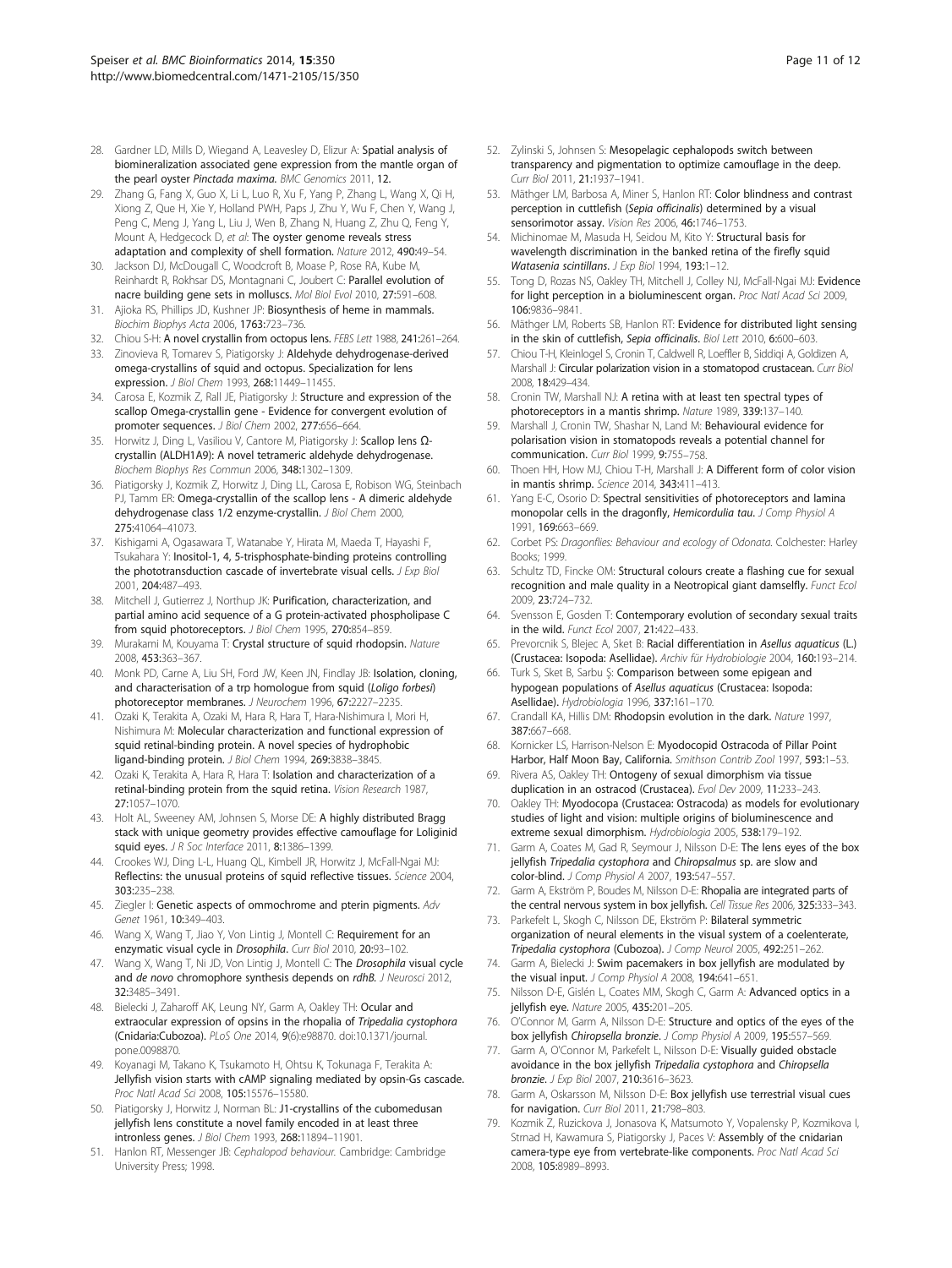28. Gardner LD, Mills D, Wiegand A, Leavesley D, Elizur A: Spatial analysis of biomineralization associated gene expression from the mantle organ of the pearl oyster *Pinctada maxima*. *BMC Genomics* 2011, 12.
29. Zhang G, Fang X, Guo X, Li L, Luo R, Xu F, Yang P, Zhang L, Wang X, Qi H, Xiong Z, Que H, Xie Y, Holland PWH, Paps J, Zhu Y, Wu F, Chen Y, Wang J, Peng C, Meng J, Yang L, Liu J, Wen B, Zhang N, Huang Z, Zhu Q, Feng Y, Mount A, Hedgecock D, *et al*: The oyster genome reveals stress adaptation and complexity of shell formation. *Nature* 2012, 490:49–54.
30. Jackson DJ, McDougall C, Woodcroft B, Moase P, Rose RA, Kube M, Reinhardt R, Rokhsar DS, Montagnani C, Joubert C: Parallel evolution of nacre building gene sets in molluscs. *Mol Biol Evol* 2010, 27:591–608.
31. Ajioka RS, Phillips JD, Kushner JP: Biosynthesis of heme in mammals. *Biochim Biophys Acta* 2006, 1763:723–736.
32. Chiou S-H: A novel crystallin from octopus lens. *FEBS Lett* 1988, 241:261–264.
33. Zinovieva R, Tomarev S, Piatigorsky J: Aldehyde dehydrogenase-derived omega-crystallins of squid and octopus. Specialization for lens expression. *J Biol Chem* 1993, 268:11449–11455.
34. Carosa E, Kozmik Z, Rall JE, Piatigorsky J: Structure and expression of the scallop Omega-crystallin gene - Evidence for convergent evolution of promoter sequences. *J Biol Chem* 2002, 277:656–664.
35. Horwitz J, Ding L, Vasiliou V, Cantore M, Piatigorsky J: Scallop lens Ω-crystallin (ALDH1A9): A novel tetrameric aldehyde dehydrogenase. *Biochem Biophys Res Commun* 2006, 348:1302–1309.
36. Piatigorsky J, Kozmik Z, Horwitz J, Ding LL, Carosa E, Robison WG, Steinbach PJ, Tamm ER: Omega-crystallin of the scallop lens - A dimeric aldehyde dehydrogenase class 1/2 enzyme-crystallin. *J Biol Chem* 2000, 275:41064–41073.
37. Kishigami A, Ogasawara T, Watanabe Y, Hirata M, Maeda T, Hayashi F, Tsukahara Y: Inositol-1, 4, 5-trisphosphate-binding proteins controlling the phototransduction cascade of invertebrate visual cells. *J Exp Biol* 2001, 204:487–493.
38. Mitchell J, Gutierrez J, Northup JK: Purification, characterization, and partial amino acid sequence of a G protein-activated phospholipase C from squid photoreceptors. *J Biol Chem* 1995, 270:854–859.
39. Murakami M, Kouyama T: Crystal structure of squid rhodopsin. *Nature* 2008, 453:363–367.
40. Monk PD, Carne A, Liu SH, Ford JW, Keen JN, Findlay JB: Isolation, cloning, and characterisation of a trp homologue from squid (*Loligo forbesi*) photoreceptor membranes. *J Neurochem* 1996, 67:2227–2235.
41. Ozaki K, Terakita A, Ozaki M, Hara R, Hara T, Hara-Nishimura I, Mori H, Nishimura M: Molecular characterization and functional expression of squid retinal-binding protein. A novel species of hydrophobic ligand-binding protein. *J Biol Chem* 1994, 269:3838–3845.
42. Ozaki K, Terakita A, Hara R, Hara T: Isolation and characterization of a retinal-binding protein from the squid retina. *Vision Research* 1987, 27:1057–1070.
43. Holt AL, Sweeney AM, Johnsen S, Morse DE: A highly distributed Bragg stack with unique geometry provides effective camouflage for Loliginid squid eyes. *J R Soc Interface* 2011, 8:1386–1399.
44. Crookes WJ, Ding L-L, Huang QL, Kimbell JR, Horwitz J, McFall-Ngai MJ: Reflectins: the unusual proteins of squid reflective tissues. *Science* 2004, 303:235–238.
45. Ziegler I: Genetic aspects of ommochrome and pterin pigments. *Adv Genet* 1961, 10:349–403.
46. Wang X, Wang T, Jiao Y, Von Lintig J, Montell C: Requirement for an enzymatic visual cycle in *Drosophila*. *Curr Biol* 2010, 20:93–102.
47. Wang X, Wang T, Ni JD, Von Lintig J, Montell C: The *Drosophila* visual cycle and *de novo* chromophore synthesis depends on *rdhB*. *J Neurosci* 2012, 32:3485–3491.
48. Bielecki J, Zaharoff AK, Leung NY, Garm A, Oakley TH: Ocular and extraocular expression of opsins in the rhopalia of *Tripedalia cystophora* (Cnidaria:Cubozoa). *PLoS One* 2014, 9(6):e98870. doi:10.1371/journal.pone.0098870.
49. Koyanagi M, Takano K, Tsukamoto H, Ohtsu K, Tokunaga F, Terakita A: Jellyfish vision starts with cAMP signaling mediated by opsin-Gs cascade. *Proc Natl Acad Sci* 2008, 105:15576–15580.
50. Piatigorsky J, Horwitz J, Norman BL: J1-crystallins of the cubomedusan jellyfish lens constitute a novel family encoded in at least three intronless genes. *J Biol Chem* 1993, 268:11894–11901.
51. Hanlon RT, Messenger JB: *Cephalopod behaviour*. Cambridge: Cambridge University Press; 1998.
52. Zylinski S, Johnsen S: Mesopelagic cephalopods switch between transparency and pigmentation to optimize camouflage in the deep. *Curr Biol* 2011, 21:1937–1941.
53. Mäthger LM, Barbosa A, Miner S, Hanlon RT: Color blindness and contrast perception in cuttlefish (*Sepia officinalis*) determined by a visual sensorimotor assay. *Vision Res* 2006, 46:1746–1753.
54. Michinomae M, Masuda H, Seidou M, Kito Y: Structural basis for wavelength discrimination in the banked retina of the firefly squid *Watasenia scintillans*. *J Exp Biol* 1994, 193:1–12.
55. Tong D, Rozas NS, Oakley TH, Mitchell J, Colley NJ, McFall-Ngai MJ: Evidence for light perception in a bioluminescent organ. *Proc Natl Acad Sci* 2009, 106:9836–9841.
56. Mäthger LM, Roberts SB, Hanlon RT: Evidence for distributed light sensing in the skin of cuttlefish, *Sepia officinalis*. *Biol Lett* 2010, 6:600–603.
57. Chiou T-H, Kleinlogel S, Cronin T, Caldwell R, Loeffler B, Siddiqi A, Goldizen A, Marshall J: Circular polarization vision in a stomatopod crustacean. *Curr Biol* 2008, 18:429–434.
58. Cronin TW, Marshall NJ: A retina with at least ten spectral types of photoreceptors in a mantis shrimp. *Nature* 1989, 339:137–140.
59. Marshall J, Cronin TW, Shashar N, Land M: Behavioural evidence for polarisation vision in stomatopods reveals a potential channel for communication. *Curr Biol* 1999, 9:755–758.
60. Thoen HH, How MJ, Chiou T-H, Marshall J: A Different form of color vision in mantis shrimp. *Science* 2014, 343:411–413.
61. Yang E-C, Osorio D: Spectral sensitivities of photoreceptors and lamina monopolar cells in the dragonfly, *Hemicordulia tau*. *J Comp Physiol A* 1991, 169:663–669.
62. Corbet PS: *Dragonflies: Behaviour and ecology of Odonata*. Colchester: Harley Books; 1999.
63. Schultz TD, Fincke OM: Structural colours create a flashing cue for sexual recognition and male quality in a Neotropical giant damselfly. *Funct Ecol* 2009, 23:724–732.
64. Svensson E, Gosden T: Contemporary evolution of secondary sexual traits in the wild. *Funct Ecol* 2007, 21:422–433.
65. Prevorcnik S, Blejec A, Sket B: Racial differentiation in *Asellus aquaticus* (L.) (Crustacea: Isopoda: Asellidae). *Archiv für Hydrobiologie* 2004, 160:193–214.
66. Turk S, Sket B, Sarbu Ş: Comparison between some epigean and hypogean populations of *Asellus aquaticus* (Crustacea: Isopoda: Asellidae). *Hydrobiologia* 1996, 337:161–170.
67. Crandall KA, Hillis DM: Rhodopsin evolution in the dark. *Nature* 1997, 387:667–668.
68. Kornicker LS, Harrison-Nelson E: Myodocopid Ostracoda of Pillar Point Harbor, Half Moon Bay, California. *Smithson Contrib Zool* 1997, 593:1–53.
69. Rivera AS, Oakley TH: Ontogeny of sexual dimorphism via tissue duplication in an ostracod (Crustacea). *Evol Dev* 2009, 11:233–243.
70. Oakley TH: Myodocopa (Crustacea: Ostracoda) as models for evolutionary studies of light and vision: multiple origins of bioluminescence and extreme sexual dimorphism. *Hydrobiologia* 2005, 538:179–192.
71. Garm A, Coates M, Gad R, Seymour J, Nilsson D-E: The lens eyes of the box jellyfish *Tripedalia cystophora* and *Chiropsalmus* sp. are slow and color-blind. *J Comp Physiol A* 2007, 193:547–557.
72. Garm A, Ekström P, Boudes M, Nilsson D-E: Rhopalia are integrated parts of the central nervous system in box jellyfish. *Cell Tissue Res* 2006, 325:333–343.
73. Parkefelt L, Skogh C, Nilsson DE, Ekström P: Bilateral symmetric organization of neural elements in the visual system of a coelenterate, *Tripedalia cystophora* (Cubozoa). *J Comp Neurol* 2005, 492:251–262.
74. Garm A, Bielecki J: Swim pacemakers in box jellyfish are modulated by the visual input. *J Comp Physiol A* 2008, 194:641–651.
75. Nilsson D-E, Gislén L, Coates MM, Skogh C, Garm A: Advanced optics in a jellyfish eye. *Nature* 2005, 435:201–205.
76. O'Connor M, Garm A, Nilsson D-E: Structure and optics of the eyes of the box jellyfish *Chiropsella bronzie*. *J Comp Physiol A* 2009, 195:557–569.
77. Garm A, O'Connor M, Parkefelt L, Nilsson D-E: Visually guided obstacle avoidance in the box jellyfish *Tripedalia cystophora* and *Chiropsella bronzie*. *J Exp Biol* 2007, 210:3616–3623.
78. Garm A, Oskarsson M, Nilsson D-E: Box jellyfish use terrestrial visual cues for navigation. *Curr Biol* 2011, 21:798–803.
79. Kozmik Z, Ruzickova J, Jonasova K, Matsumoto Y, Vopalensky P, Kozmikova I, Strnad H, Kawamura S, Piatigorsky J, Paces V: Assembly of the cnidarian camera-type eye from vertebrate-like components. *Proc Natl Acad Sci* 2008, 105:8989–8993.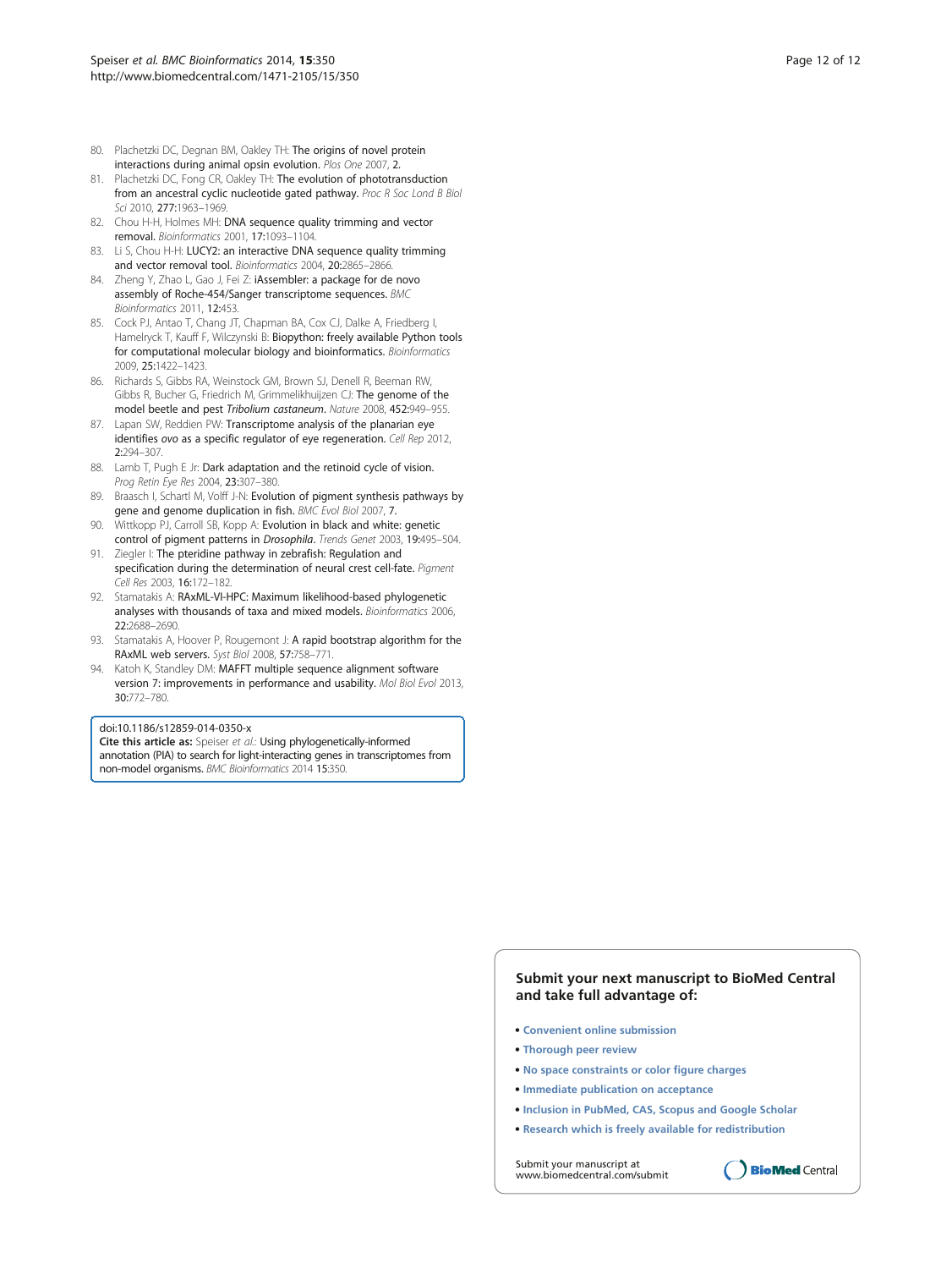80. Plachetzki DC, Degnan BM, Oakley TH: **The origins of novel protein interactions during animal opsin evolution.** *Plos One* 2007, **2.**
81. Plachetzki DC, Fong CR, Oakley TH: **The evolution of phototransduction from an ancestral cyclic nucleotide gated pathway.** *Proc R Soc Lond B Biol Sci* 2010, **277:**1963–1969.
82. Chou H-H, Holmes MH: **DNA sequence quality trimming and vector removal.** *Bioinformatics* 2001, **17:**1093–1104.
83. Li S, Chou H-H: **LUCY2: an interactive DNA sequence quality trimming and vector removal tool.** *Bioinformatics* 2004, **20:**2865–2866.
84. Zheng Y, Zhao L, Gao J, Fei Z: **iAssembler: a package for de novo assembly of Roche-454/Sanger transcriptome sequences.** *BMC Bioinformatics* 2011, **12:**453.
85. Cock PJ, Antao T, Chang JT, Chapman BA, Cox CJ, Dalke A, Friedberg I, Hamelryck T, Kauff F, Wilczynski B: **Biopython: freely available Python tools for computational molecular biology and bioinformatics.** *Bioinformatics* 2009, **25:**1422–1423.
86. Richards S, Gibbs RA, Weinstock GM, Brown SJ, Denell R, Beeman RW, Gibbs R, Bucher G, Friedrich M, Grimmelikhuijzen CJ: **The genome of the model beetle and pest *Tribolium castaneum*.** *Nature* 2008, **452:**949–955.
87. Lapan SW, Reddien PW: **Transcriptome analysis of the planarian eye identifies *ovo* as a specific regulator of eye regeneration.** *Cell Rep* 2012, **2:**294–307.
88. Lamb T, Pugh E Jr: **Dark adaptation and the retinoid cycle of vision.** *Prog Retin Eye Res* 2004, **23:**307–380.
89. Braasch I, Schartl M, Volff J-N: **Evolution of pigment synthesis pathways by gene and genome duplication in fish.** *BMC Evol Biol* 2007, **7.**
90. Wittkopp PJ, Carroll SB, Kopp A: **Evolution in black and white: genetic control of pigment patterns in *Drosophila*.** *Trends Genet* 2003, **19:**495–504.
91. Ziegler I: **The pteridine pathway in zebrafish: Regulation and specification during the determination of neural crest cell-fate.** *Pigment Cell Res* 2003, **16:**172–182.
92. Stamatakis A: **RAxML-VI-HPC: Maximum likelihood-based phylogenetic analyses with thousands of taxa and mixed models.** *Bioinformatics* 2006, **22:**2688–2690.
93. Stamatakis A, Hoover P, Rougemont J: **A rapid bootstrap algorithm for the RAxML web servers.** *Syst Biol* 2008, **57:**758–771.
94. Katoh K, Standley DM: **MAFFT multiple sequence alignment software version 7: improvements in performance and usability.** *Mol Biol Evol* 2013, **30:**772–780.

doi:10.1186/s12859-014-0350-x

**Cite this article as:** Speiser *et al.*: Using phylogenetically-informed annotation (PIA) to search for light-interacting genes in transcriptomes from non-model organisms. *BMC Bioinformatics* 2014 **15**:350.

**Submit your next manuscript to BioMed Central and take full advantage of:**

- **Convenient online submission**
- **Thorough peer review**
- **No space constraints or color figure charges**
- **Immediate publication on acceptance**
- **Inclusion in PubMed, CAS, Scopus and Google Scholar**
- **Research which is freely available for redistribution**

Submit your manuscript at
www.biomedcentral.com/submit

BioMed Central